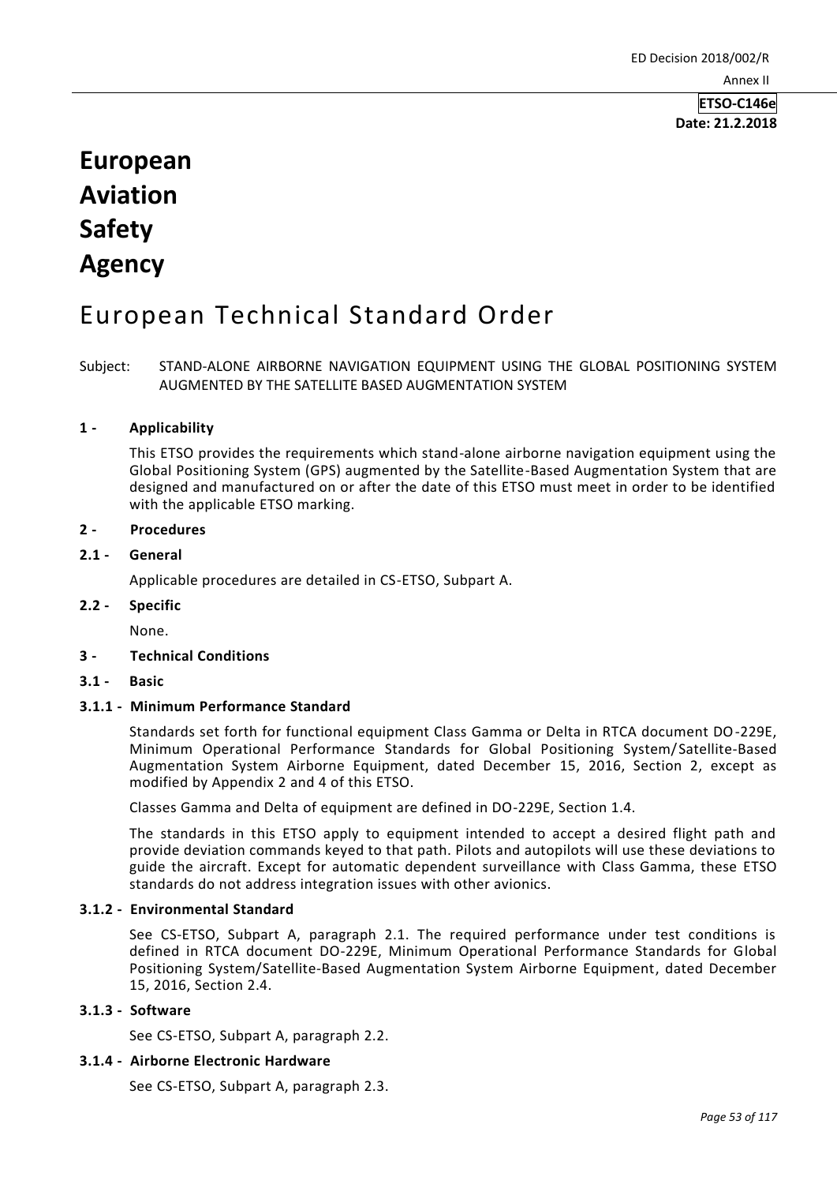**ETSO-C146e**
**Date: 21.2.2018**

# European Aviation Safety Agency

# European Technical Standard Order

Subject: STAND-ALONE AIRBORNE NAVIGATION EQUIPMENT USING THE GLOBAL POSITIONING SYSTEM AUGMENTED BY THE SATELLITE BASED AUGMENTATION SYSTEM

## 1 - Applicability

This ETSO provides the requirements which stand-alone airborne navigation equipment using the Global Positioning System (GPS) augmented by the Satellite-Based Augmentation System that are designed and manufactured on or after the date of this ETSO must meet in order to be identified with the applicable ETSO marking.

## 2 - Procedures

### 2.1 - General

Applicable procedures are detailed in CS-ETSO, Subpart A.

### 2.2 - Specific

None.

## 3 - Technical Conditions

### 3.1 - Basic

#### 3.1.1 - Minimum Performance Standard

Standards set forth for functional equipment Class Gamma or Delta in RTCA document DO-229E, Minimum Operational Performance Standards for Global Positioning System/Satellite-Based Augmentation System Airborne Equipment, dated December 15, 2016, Section 2, except as modified by Appendix 2 and 4 of this ETSO.

Classes Gamma and Delta of equipment are defined in DO-229E, Section 1.4.

The standards in this ETSO apply to equipment intended to accept a desired flight path and provide deviation commands keyed to that path. Pilots and autopilots will use these deviations to guide the aircraft. Except for automatic dependent surveillance with Class Gamma, these ETSO standards do not address integration issues with other avionics.

#### 3.1.2 - Environmental Standard

See CS-ETSO, Subpart A, paragraph 2.1. The required performance under test conditions is defined in RTCA document DO-229E, Minimum Operational Performance Standards for Global Positioning System/Satellite-Based Augmentation System Airborne Equipment, dated December 15, 2016, Section 2.4.

#### 3.1.3 - Software

See CS-ETSO, Subpart A, paragraph 2.2.

#### 3.1.4 - Airborne Electronic Hardware

See CS-ETSO, Subpart A, paragraph 2.3.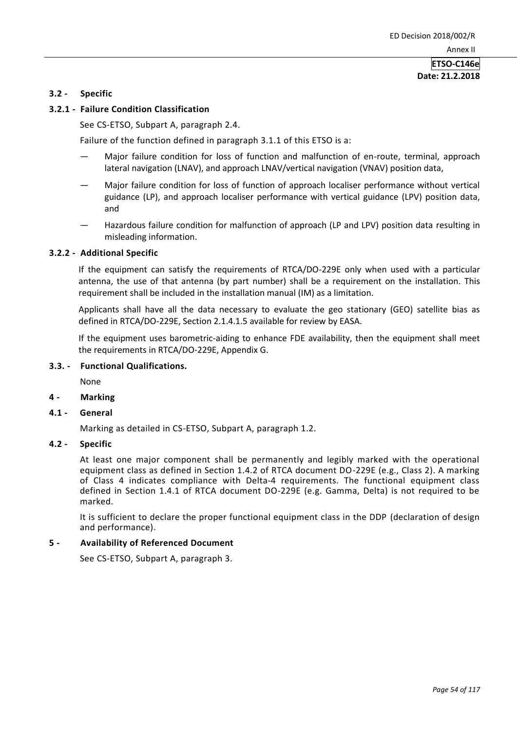### 3.2 - Specific

#### 3.2.1 - Failure Condition Classification

See CS-ETSO, Subpart A, paragraph 2.4.

Failure of the function defined in paragraph 3.1.1 of this ETSO is a:

— Major failure condition for loss of function and malfunction of en-route, terminal, approach lateral navigation (LNAV), and approach LNAV/vertical navigation (VNAV) position data,

— Major failure condition for loss of function of approach localiser performance without vertical guidance (LP), and approach localiser performance with vertical guidance (LPV) position data, and

— Hazardous failure condition for malfunction of approach (LP and LPV) position data resulting in misleading information.

#### 3.2.2 - Additional Specific

If the equipment can satisfy the requirements of RTCA/DO-229E only when used with a particular antenna, the use of that antenna (by part number) shall be a requirement on the installation. This requirement shall be included in the installation manual (IM) as a limitation.

Applicants shall have all the data necessary to evaluate the geo stationary (GEO) satellite bias as defined in RTCA/DO-229E, Section 2.1.4.1.5 available for review by EASA.

If the equipment uses barometric-aiding to enhance FDE availability, then the equipment shall meet the requirements in RTCA/DO-229E, Appendix G.

### 3.3. - Functional Qualifications.

None

## 4 - Marking

### 4.1 - General

Marking as detailed in CS-ETSO, Subpart A, paragraph 1.2.

### 4.2 - Specific

At least one major component shall be permanently and legibly marked with the operational equipment class as defined in Section 1.4.2 of RTCA document DO-229E (e.g., Class 2). A marking of Class 4 indicates compliance with Delta-4 requirements. The functional equipment class defined in Section 1.4.1 of RTCA document DO-229E (e.g. Gamma, Delta) is not required to be marked.

It is sufficient to declare the proper functional equipment class in the DDP (declaration of design and performance).

## 5 - Availability of Referenced Document

See CS-ETSO, Subpart A, paragraph 3.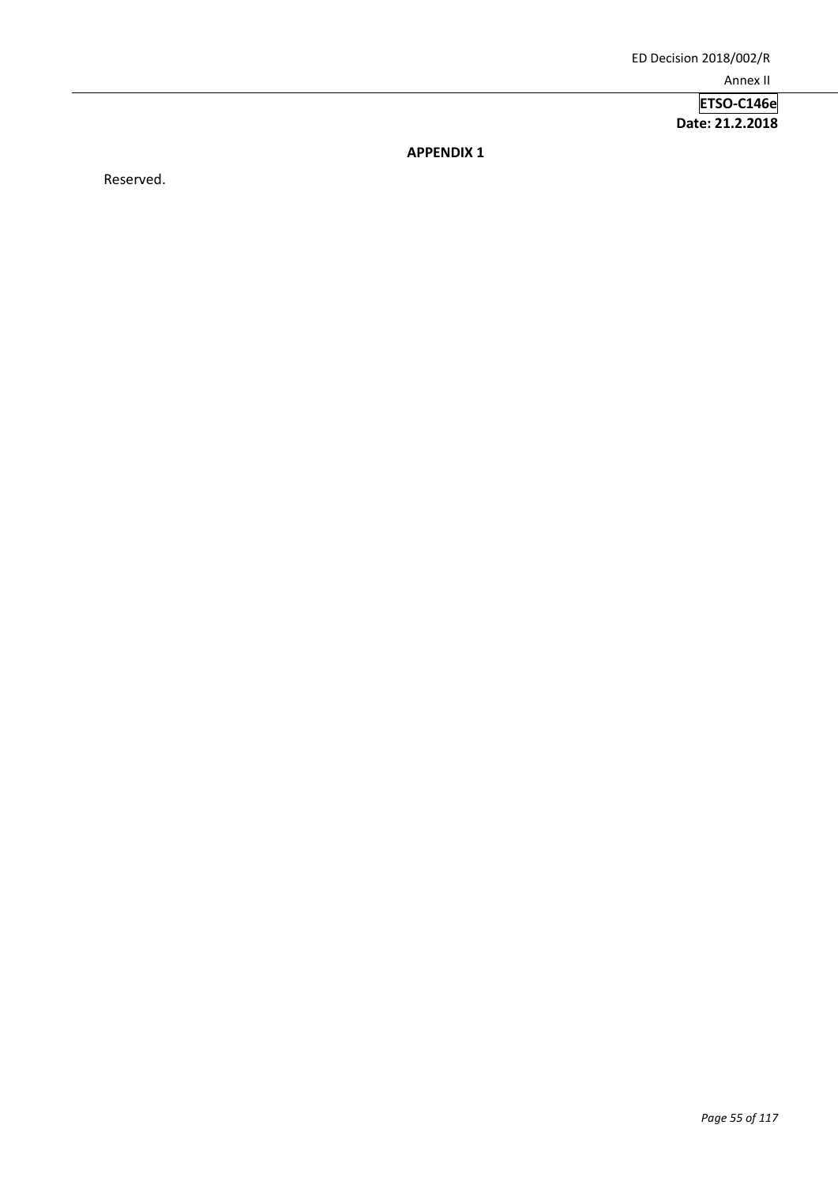**APPENDIX 1**

Reserved.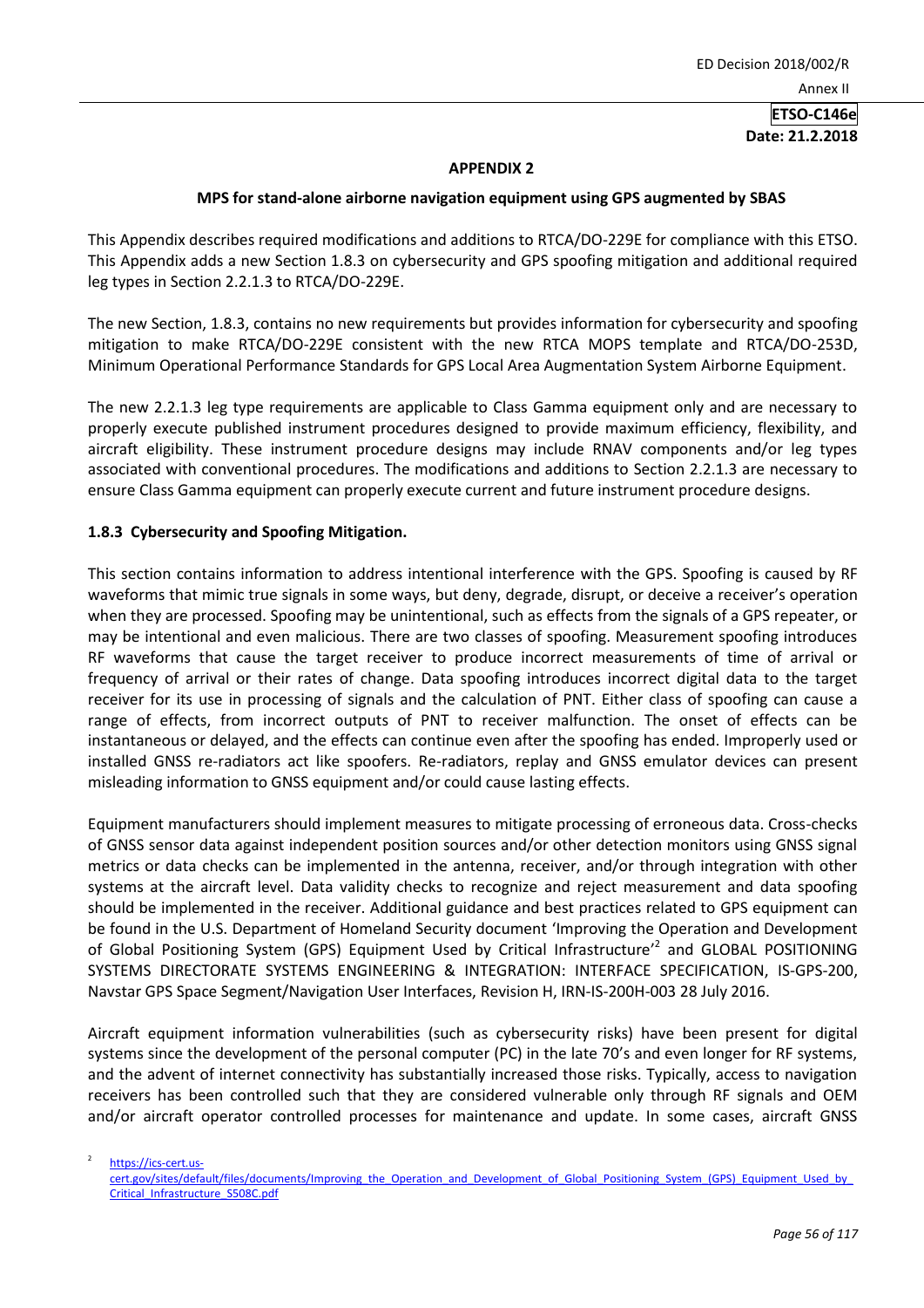## APPENDIX 2

### MPS for stand-alone airborne navigation equipment using GPS augmented by SBAS

This Appendix describes required modifications and additions to RTCA/DO-229E for compliance with this ETSO. This Appendix adds a new Section 1.8.3 on cybersecurity and GPS spoofing mitigation and additional required leg types in Section 2.2.1.3 to RTCA/DO-229E.

The new Section, 1.8.3, contains no new requirements but provides information for cybersecurity and spoofing mitigation to make RTCA/DO-229E consistent with the new RTCA MOPS template and RTCA/DO-253D, Minimum Operational Performance Standards for GPS Local Area Augmentation System Airborne Equipment.

The new 2.2.1.3 leg type requirements are applicable to Class Gamma equipment only and are necessary to properly execute published instrument procedures designed to provide maximum efficiency, flexibility, and aircraft eligibility. These instrument procedure designs may include RNAV components and/or leg types associated with conventional procedures. The modifications and additions to Section 2.2.1.3 are necessary to ensure Class Gamma equipment can properly execute current and future instrument procedure designs.

**1.8.3 Cybersecurity and Spoofing Mitigation.**

This section contains information to address intentional interference with the GPS. Spoofing is caused by RF waveforms that mimic true signals in some ways, but deny, degrade, disrupt, or deceive a receiver's operation when they are processed. Spoofing may be unintentional, such as effects from the signals of a GPS repeater, or may be intentional and even malicious. There are two classes of spoofing. Measurement spoofing introduces RF waveforms that cause the target receiver to produce incorrect measurements of time of arrival or frequency of arrival or their rates of change. Data spoofing introduces incorrect digital data to the target receiver for its use in processing of signals and the calculation of PNT. Either class of spoofing can cause a range of effects, from incorrect outputs of PNT to receiver malfunction. The onset of effects can be instantaneous or delayed, and the effects can continue even after the spoofing has ended. Improperly used or installed GNSS re-radiators act like spoofers. Re-radiators, replay and GNSS emulator devices can present misleading information to GNSS equipment and/or could cause lasting effects.

Equipment manufacturers should implement measures to mitigate processing of erroneous data. Cross-checks of GNSS sensor data against independent position sources and/or other detection monitors using GNSS signal metrics or data checks can be implemented in the antenna, receiver, and/or through integration with other systems at the aircraft level. Data validity checks to recognize and reject measurement and data spoofing should be implemented in the receiver. Additional guidance and best practices related to GPS equipment can be found in the U.S. Department of Homeland Security document 'Improving the Operation and Development of Global Positioning System (GPS) Equipment Used by Critical Infrastructure'[2] and GLOBAL POSITIONING SYSTEMS DIRECTORATE SYSTEMS ENGINEERING & INTEGRATION: INTERFACE SPECIFICATION, IS-GPS-200, Navstar GPS Space Segment/Navigation User Interfaces, Revision H, IRN-IS-200H-003 28 July 2016.

Aircraft equipment information vulnerabilities (such as cybersecurity risks) have been present for digital systems since the development of the personal computer (PC) in the late 70's and even longer for RF systems, and the advent of internet connectivity has substantially increased those risks. Typically, access to navigation receivers has been controlled such that they are considered vulnerable only through RF signals and OEM and/or aircraft operator controlled processes for maintenance and update. In some cases, aircraft GNSS

[2] https://ics-cert.us-cert.gov/sites/default/files/documents/Improving_the_Operation_and_Development_of_Global_Positioning_System_(GPS)_Equipment_Used_by_Critical_Infrastructure_S508C.pdf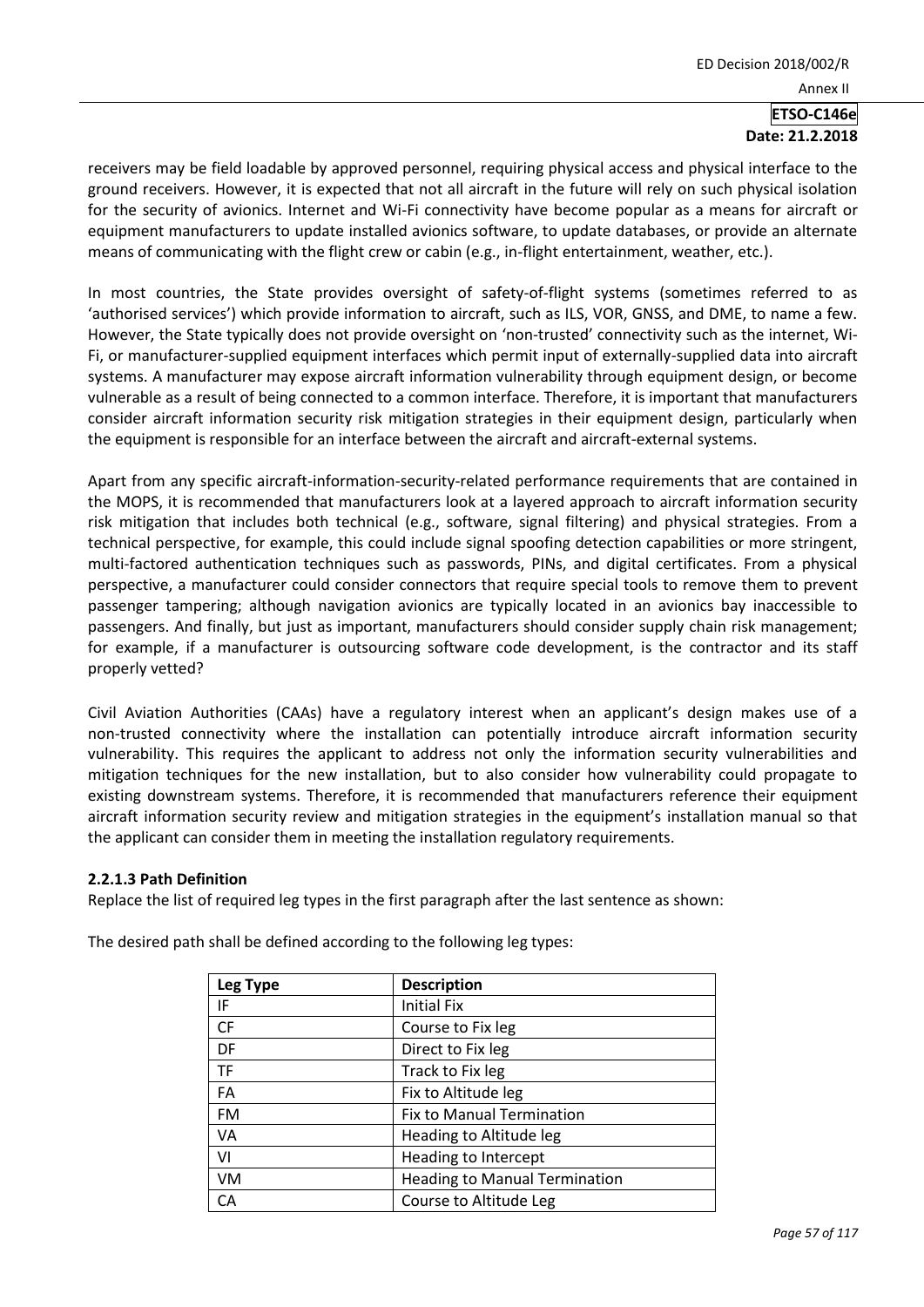receivers may be field loadable by approved personnel, requiring physical access and physical interface to the ground receivers. However, it is expected that not all aircraft in the future will rely on such physical isolation for the security of avionics. Internet and Wi-Fi connectivity have become popular as a means for aircraft or equipment manufacturers to update installed avionics software, to update databases, or provide an alternate means of communicating with the flight crew or cabin (e.g., in-flight entertainment, weather, etc.).

In most countries, the State provides oversight of safety-of-flight systems (sometimes referred to as 'authorised services') which provide information to aircraft, such as ILS, VOR, GNSS, and DME, to name a few. However, the State typically does not provide oversight on 'non-trusted' connectivity such as the internet, Wi-Fi, or manufacturer-supplied equipment interfaces which permit input of externally-supplied data into aircraft systems. A manufacturer may expose aircraft information vulnerability through equipment design, or become vulnerable as a result of being connected to a common interface. Therefore, it is important that manufacturers consider aircraft information security risk mitigation strategies in their equipment design, particularly when the equipment is responsible for an interface between the aircraft and aircraft-external systems.

Apart from any specific aircraft-information-security-related performance requirements that are contained in the MOPS, it is recommended that manufacturers look at a layered approach to aircraft information security risk mitigation that includes both technical (e.g., software, signal filtering) and physical strategies. From a technical perspective, for example, this could include signal spoofing detection capabilities or more stringent, multi-factored authentication techniques such as passwords, PINs, and digital certificates. From a physical perspective, a manufacturer could consider connectors that require special tools to remove them to prevent passenger tampering; although navigation avionics are typically located in an avionics bay inaccessible to passengers. And finally, but just as important, manufacturers should consider supply chain risk management; for example, if a manufacturer is outsourcing software code development, is the contractor and its staff properly vetted?

Civil Aviation Authorities (CAAs) have a regulatory interest when an applicant's design makes use of a non-trusted connectivity where the installation can potentially introduce aircraft information security vulnerability. This requires the applicant to address not only the information security vulnerabilities and mitigation techniques for the new installation, but to also consider how vulnerability could propagate to existing downstream systems. Therefore, it is recommended that manufacturers reference their equipment aircraft information security review and mitigation strategies in the equipment's installation manual so that the applicant can consider them in meeting the installation regulatory requirements.

**2.2.1.3 Path Definition**

Replace the list of required leg types in the first paragraph after the last sentence as shown:

The desired path shall be defined according to the following leg types:

| Leg Type | Description |
|---|---|
| IF | Initial Fix |
| CF | Course to Fix leg |
| DF | Direct to Fix leg |
| TF | Track to Fix leg |
| FA | Fix to Altitude leg |
| FM | Fix to Manual Termination |
| VA | Heading to Altitude leg |
| VI | Heading to Intercept |
| VM | Heading to Manual Termination |
| CA | Course to Altitude Leg |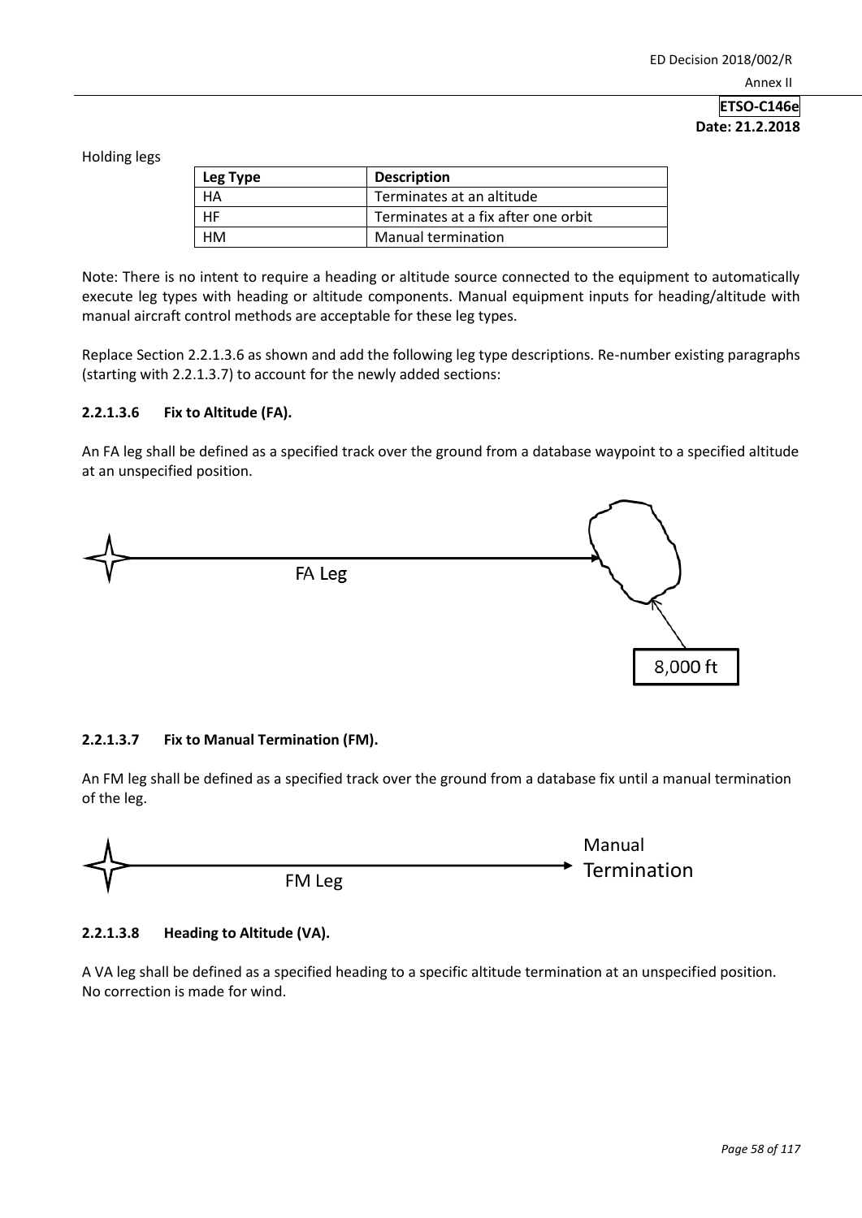Holding legs

| Leg Type | Description |
| --- | --- |
| HA | Terminates at an altitude |
| HF | Terminates at a fix after one orbit |
| HM | Manual termination |

Note: There is no intent to require a heading or altitude source connected to the equipment to automatically execute leg types with heading or altitude components. Manual equipment inputs for heading/altitude with manual aircraft control methods are acceptable for these leg types.

Replace Section 2.2.1.3.6 as shown and add the following leg type descriptions. Re-number existing paragraphs (starting with 2.2.1.3.7) to account for the newly added sections:

#### 2.2.1.3.6 Fix to Altitude (FA).

An FA leg shall be defined as a specified track over the ground from a database waypoint to a specified altitude at an unspecified position.

FA Leg

8,000 ft

#### 2.2.1.3.7 Fix to Manual Termination (FM).

An FM leg shall be defined as a specified track over the ground from a database fix until a manual termination of the leg.

FM Leg

Manual Termination

#### 2.2.1.3.8 Heading to Altitude (VA).

A VA leg shall be defined as a specified heading to a specific altitude termination at an unspecified position. No correction is made for wind.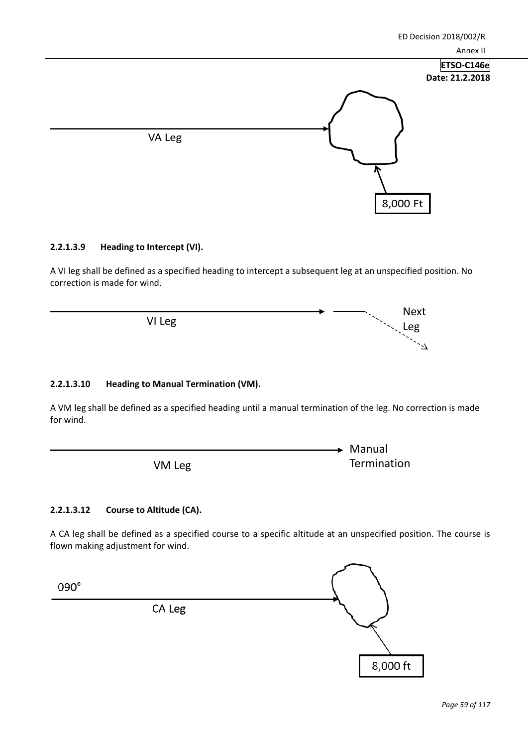VA Leg

8,000 Ft

#### 2.2.1.3.9 Heading to Intercept (VI).

A VI leg shall be defined as a specified heading to intercept a subsequent leg at an unspecified position. No correction is made for wind.

VI Leg

Next Leg

#### 2.2.1.3.10 Heading to Manual Termination (VM).

A VM leg shall be defined as a specified heading until a manual termination of the leg. No correction is made for wind.

VM Leg

Manual Termination

#### 2.2.1.3.12 Course to Altitude (CA).

A CA leg shall be defined as a specified course to a specific altitude at an unspecified position. The course is flown making adjustment for wind.

090°

CA Leg

8,000 ft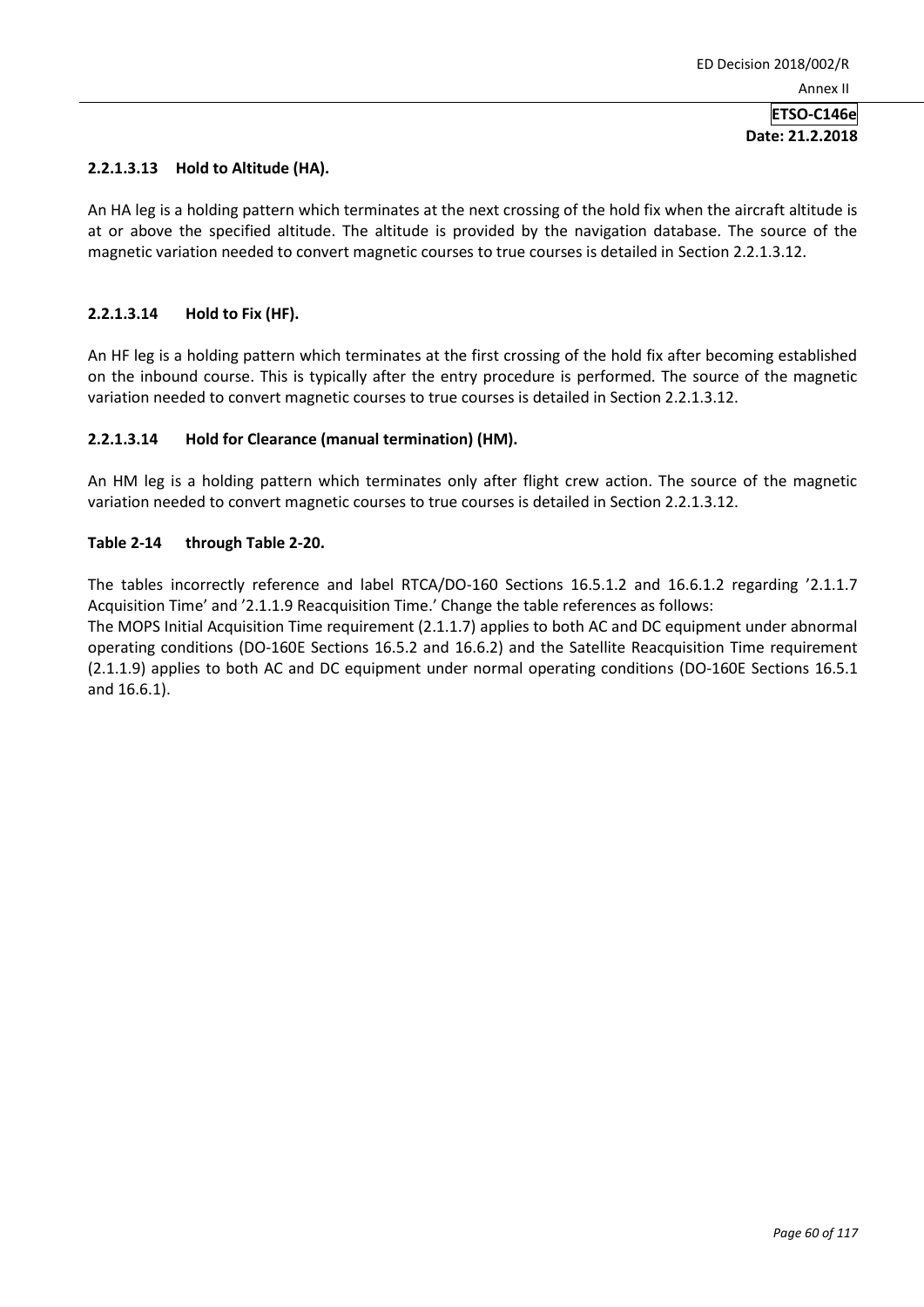#### 2.2.1.3.13 Hold to Altitude (HA).

An HA leg is a holding pattern which terminates at the next crossing of the hold fix when the aircraft altitude is at or above the specified altitude. The altitude is provided by the navigation database. The source of the magnetic variation needed to convert magnetic courses to true courses is detailed in Section 2.2.1.3.12.

#### 2.2.1.3.14 Hold to Fix (HF).

An HF leg is a holding pattern which terminates at the first crossing of the hold fix after becoming established on the inbound course. This is typically after the entry procedure is performed. The source of the magnetic variation needed to convert magnetic courses to true courses is detailed in Section 2.2.1.3.12.

#### 2.2.1.3.14 Hold for Clearance (manual termination) (HM).

An HM leg is a holding pattern which terminates only after flight crew action. The source of the magnetic variation needed to convert magnetic courses to true courses is detailed in Section 2.2.1.3.12.

#### Table 2-14 through Table 2-20.

The tables incorrectly reference and label RTCA/DO-160 Sections 16.5.1.2 and 16.6.1.2 regarding '2.1.1.7 Acquisition Time' and '2.1.1.9 Reacquisition Time.' Change the table references as follows:
The MOPS Initial Acquisition Time requirement (2.1.1.7) applies to both AC and DC equipment under abnormal operating conditions (DO-160E Sections 16.5.2 and 16.6.2) and the Satellite Reacquisition Time requirement (2.1.1.9) applies to both AC and DC equipment under normal operating conditions (DO-160E Sections 16.5.1 and 16.6.1).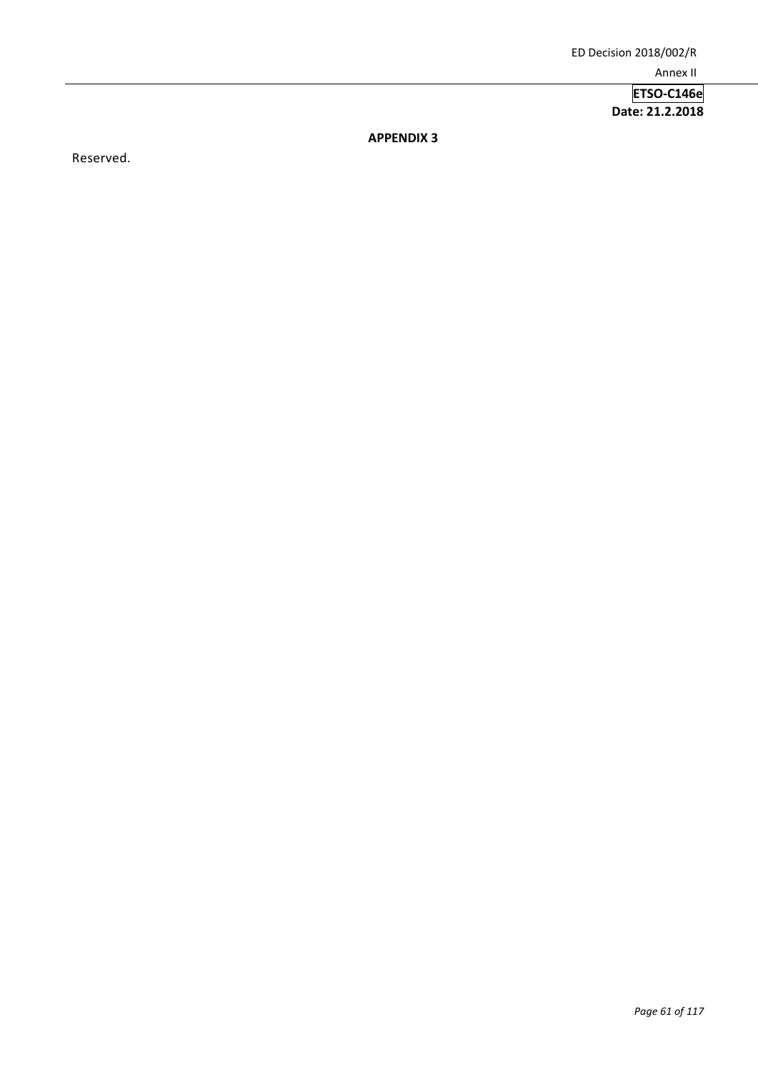## APPENDIX 3

Reserved.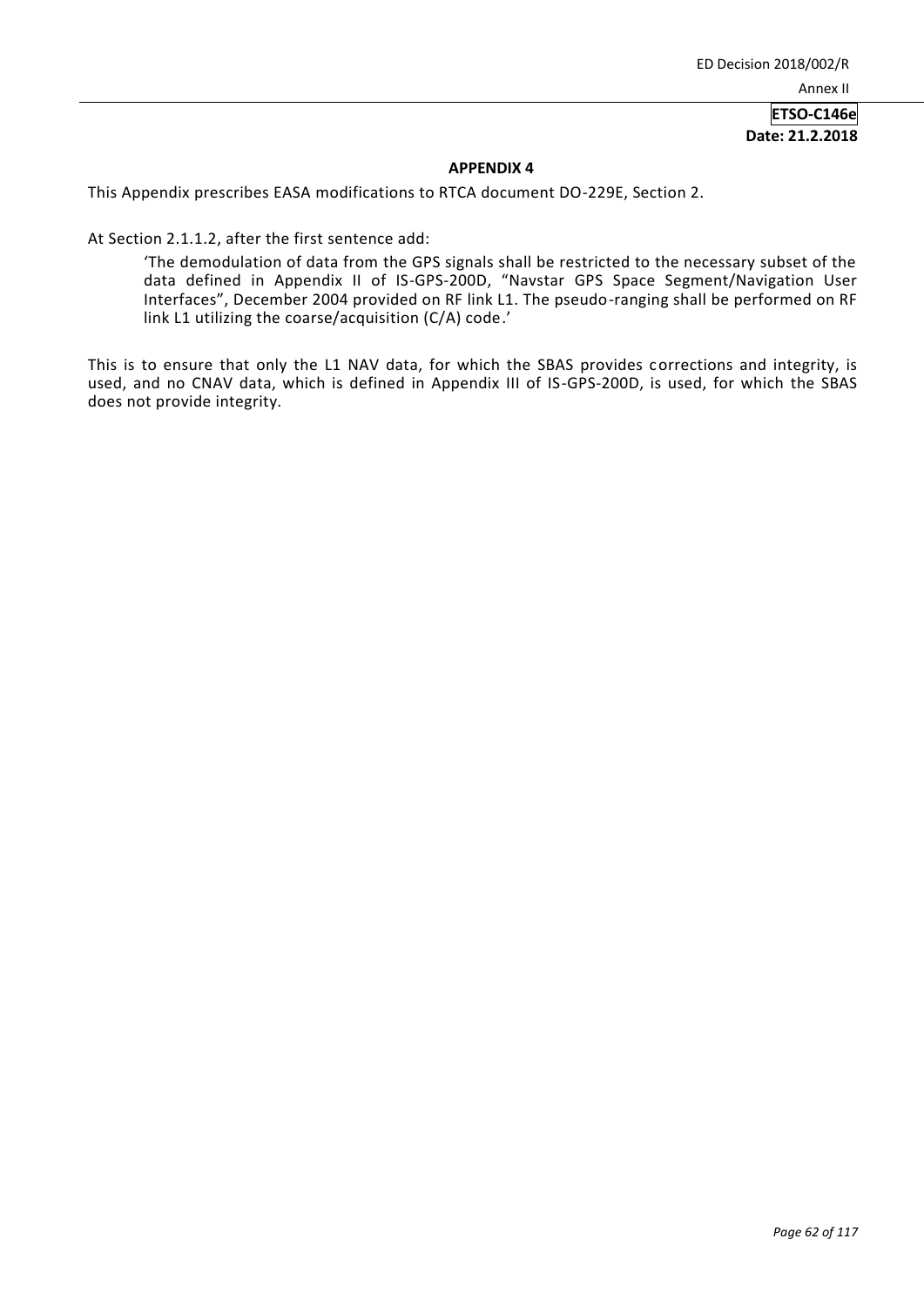## APPENDIX 4

This Appendix prescribes EASA modifications to RTCA document DO-229E, Section 2.

At Section 2.1.1.2, after the first sentence add:

> 'The demodulation of data from the GPS signals shall be restricted to the necessary subset of the data defined in Appendix II of IS-GPS-200D, "Navstar GPS Space Segment/Navigation User Interfaces", December 2004 provided on RF link L1. The pseudo-ranging shall be performed on RF link L1 utilizing the coarse/acquisition (C/A) code.'

This is to ensure that only the L1 NAV data, for which the SBAS provides corrections and integrity, is used, and no CNAV data, which is defined in Appendix III of IS-GPS-200D, is used, for which the SBAS does not provide integrity.